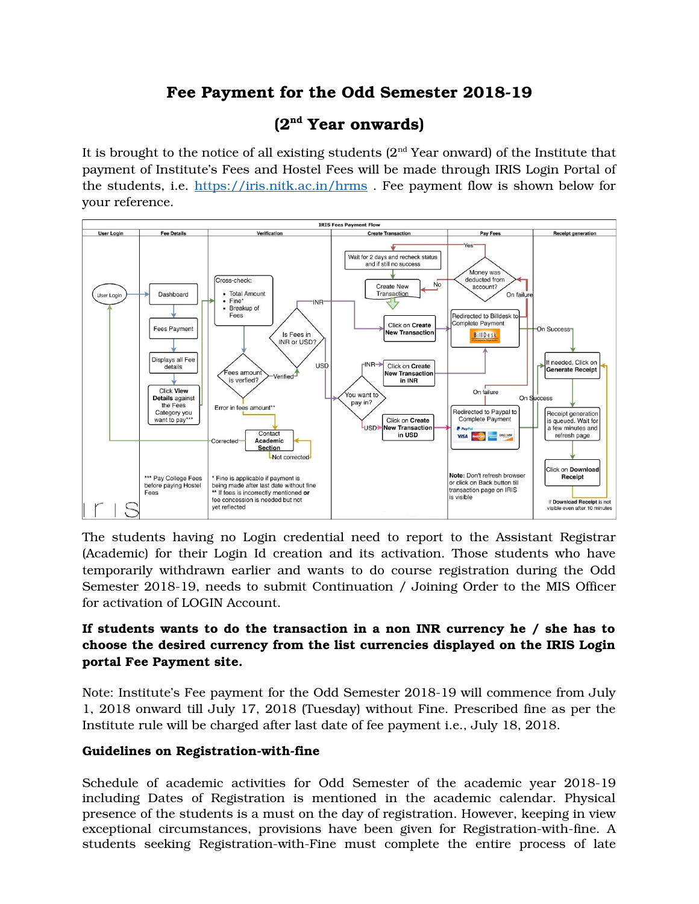# Fee Payment for the Odd Semester 2018-19

## (2nd Year onwards)

It is brought to the notice of all existing students (2nd Year onward) of the Institute that payment of Institute's Fees and Hostel Fees will be made through IRIS Login Portal of the students, i.e. https://iris.nitk.ac.in/hrms . Fee payment flow is shown below for your reference.

**IRIS Fees Payment Flow**

| User Login | Fee Details | Verification | Create Transaction | Pay Fees | Receipt generation |
|---|---|---|---|---|---|
| User Login | Dashboard → Fees Payment → Displays all Fee details → Click **View Details** against the Fees Category you want to pay*** | Cross-check: Total Amount, Fine*, Breakup of Fees → Fees amount is verfied? (Verified → Is Fees in INR or USD?; Error in fees amount** → Contact **Academic Section** → Corrected → User Login; Not corrected → Contact Academic Section) | INR → Click on **Create New Transaction**; USD → You want to pay in? (INR → Click on **Create New Transaction in INR**; USD → Click on **Create New Transaction in USD**); Wait for 2 days and recheck status and if still no success → Create New Transaction | Redirected to Billdesk to Complete Payment; Redirected to Paypal to Complete Payment; On failure → Money was deducted from account? (Yes → Wait for 2 days and recheck status; No → Create New Transaction) | On Success → If needed, Click on **Generate Receipt** → Receipt generation is queued. Wait for a few minutes and refresh page → Click on **Download Receipt** |
| | *** Pay College Fees before paying Hostel Fees | * Fine is applicable if payment is being made after last date without fine<br>** If fees is incorrectly mentioned **or** fee concession is needed but not yet reflected | | **Note:** Don't refresh browser or click on Back button till transaction page on IRIS is visible | If **Download Receipt** is not visible even after 10 minutes |

The students having no Login credential need to report to the Assistant Registrar (Academic) for their Login Id creation and its activation. Those students who have temporarily withdrawn earlier and wants to do course registration during the Odd Semester 2018-19, needs to submit Continuation / Joining Order to the MIS Officer for activation of LOGIN Account.

**If students wants to do the transaction in a non INR currency he / she has to choose the desired currency from the list currencies displayed on the IRIS Login portal Fee Payment site.**

Note: Institute's Fee payment for the Odd Semester 2018-19 will commence from July 1, 2018 onward till July 17, 2018 (Tuesday) without Fine. Prescribed fine as per the Institute rule will be charged after last date of fee payment i.e., July 18, 2018.

### Guidelines on Registration-with-fine

Schedule of academic activities for Odd Semester of the academic year 2018-19 including Dates of Registration is mentioned in the academic calendar. Physical presence of the students is a must on the day of registration. However, keeping in view exceptional circumstances, provisions have been given for Registration-with-fine. A students seeking Registration-with-Fine must complete the entire process of late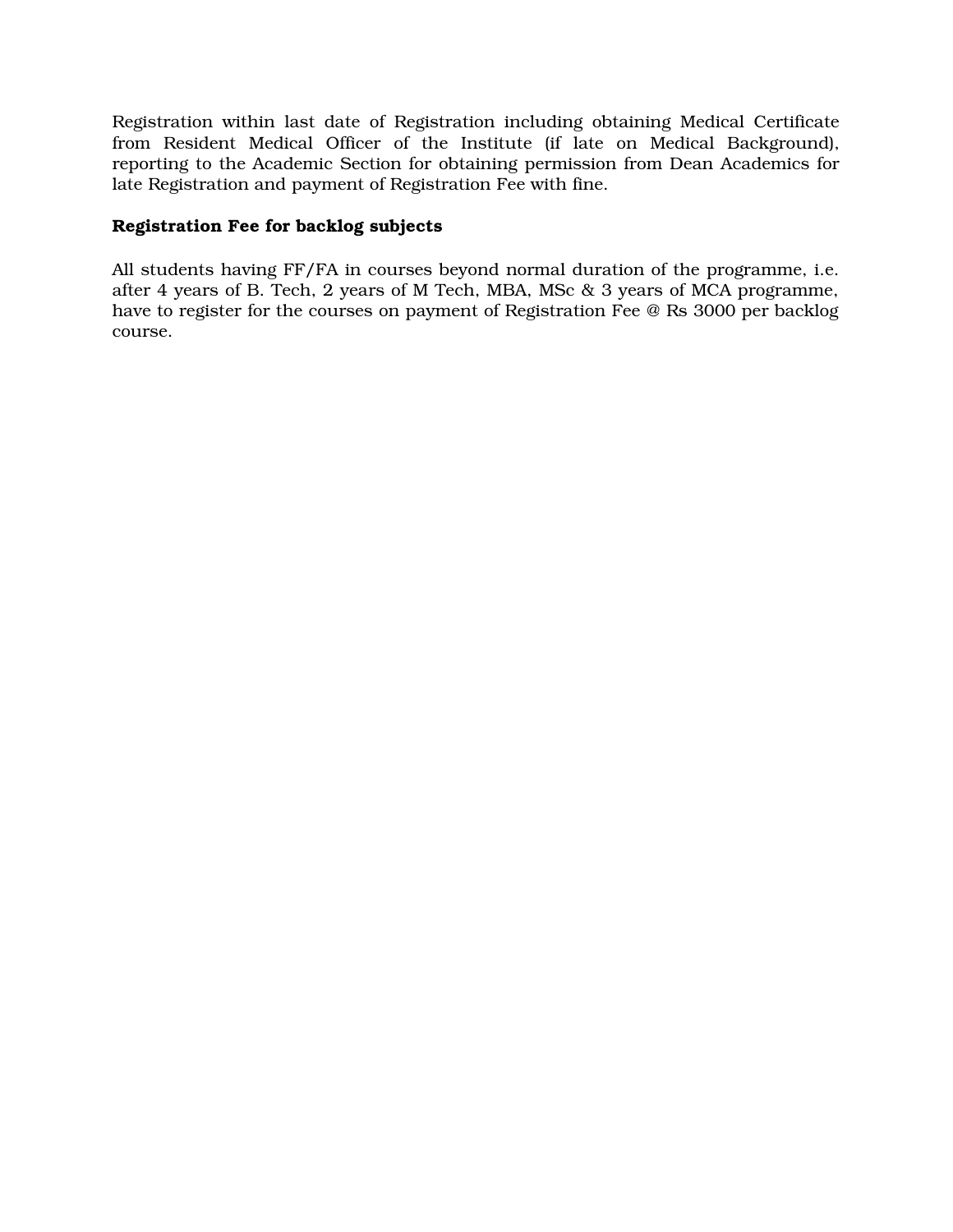Registration within last date of Registration including obtaining Medical Certificate from Resident Medical Officer of the Institute (if late on Medical Background), reporting to the Academic Section for obtaining permission from Dean Academics for late Registration and payment of Registration Fee with fine.

**Registration Fee for backlog subjects**

All students having FF/FA in courses beyond normal duration of the programme, i.e. after 4 years of B. Tech, 2 years of M Tech, MBA, MSc & 3 years of MCA programme, have to register for the courses on payment of Registration Fee @ Rs 3000 per backlog course.